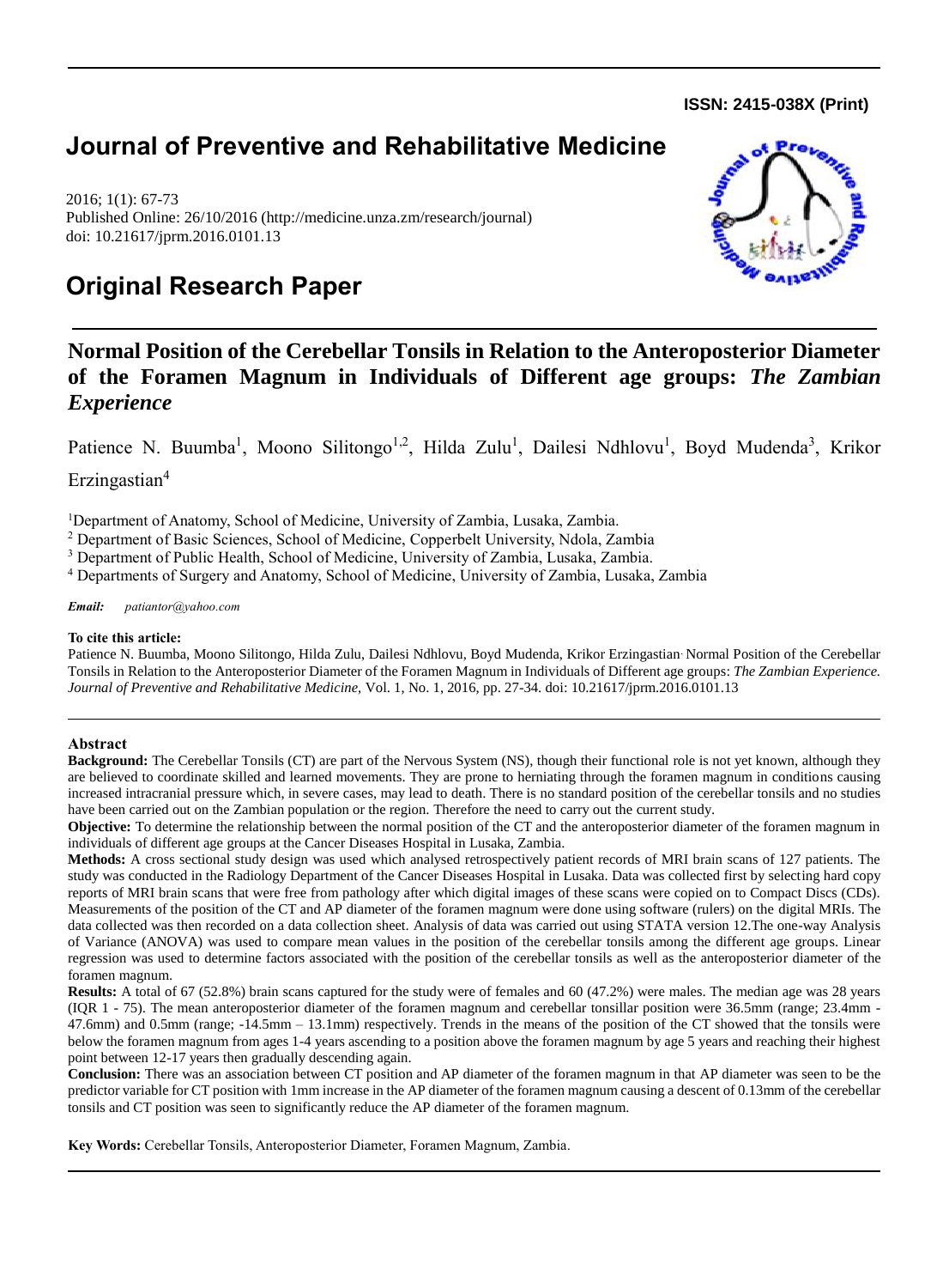**ISSN: 2415-038X (Print)**

# Journal of Preventive and Rehabilitative Medicine

2016; 1(1): 67-73
Published Online: 26/10/2016 (http://medicine.unza.zm/research/journal)
doi: 10.21617/jprm.2016.0101.13

## Original Research Paper

# Normal Position of the Cerebellar Tonsils in Relation to the Anteroposterior Diameter of the Foramen Magnum in Individuals of Different age groups: *The Zambian Experience*

Patience N. Buumba[1], Moono Silitongo[1,2], Hilda Zulu[1], Dailesi Ndhlovu[1], Boyd Mudenda[3], Krikor Erzingastian[4]

[1]Department of Anatomy, School of Medicine, University of Zambia, Lusaka, Zambia.
[2] Department of Basic Sciences, School of Medicine, Copperbelt University, Ndola, Zambia
[3] Department of Public Health, School of Medicine, University of Zambia, Lusaka, Zambia.
[4] Departments of Surgery and Anatomy, School of Medicine, University of Zambia, Lusaka, Zambia

***Email:*** *patiantor@yahoo.com*

**To cite this article:**
Patience N. Buumba, Moono Silitongo, Hilda Zulu, Dailesi Ndhlovu, Boyd Mudenda, Krikor Erzingastian. Normal Position of the Cerebellar Tonsils in Relation to the Anteroposterior Diameter of the Foramen Magnum in Individuals of Different age groups: *The Zambian Experience. Journal of Preventive and Rehabilitative Medicine*, Vol. 1, No. 1, 2016, pp. 27-34. doi: 10.21617/jprm.2016.0101.13

**Abstract**

**Background:** The Cerebellar Tonsils (CT) are part of the Nervous System (NS), though their functional role is not yet known, although they are believed to coordinate skilled and learned movements. They are prone to herniating through the foramen magnum in conditions causing increased intracranial pressure which, in severe cases, may lead to death. There is no standard position of the cerebellar tonsils and no studies have been carried out on the Zambian population or the region. Therefore the need to carry out the current study.

**Objective:** To determine the relationship between the normal position of the CT and the anteroposterior diameter of the foramen magnum in individuals of different age groups at the Cancer Diseases Hospital in Lusaka, Zambia.

**Methods:** A cross sectional study design was used which analysed retrospectively patient records of MRI brain scans of 127 patients. The study was conducted in the Radiology Department of the Cancer Diseases Hospital in Lusaka. Data was collected first by selecting hard copy reports of MRI brain scans that were free from pathology after which digital images of these scans were copied on to Compact Discs (CDs). Measurements of the position of the CT and AP diameter of the foramen magnum were done using software (rulers) on the digital MRIs. The data collected was then recorded on a data collection sheet. Analysis of data was carried out using STATA version 12.The one-way Analysis of Variance (ANOVA) was used to compare mean values in the position of the cerebellar tonsils among the different age groups. Linear regression was used to determine factors associated with the position of the cerebellar tonsils as well as the anteroposterior diameter of the foramen magnum.

**Results:** A total of 67 (52.8%) brain scans captured for the study were of females and 60 (47.2%) were males. The median age was 28 years (IQR 1 - 75). The mean anteroposterior diameter of the foramen magnum and cerebellar tonsillar position were 36.5mm (range; 23.4mm - 47.6mm) and 0.5mm (range; -14.5mm – 13.1mm) respectively. Trends in the means of the position of the CT showed that the tonsils were below the foramen magnum from ages 1-4 years ascending to a position above the foramen magnum by age 5 years and reaching their highest point between 12-17 years then gradually descending again.

**Conclusion:** There was an association between CT position and AP diameter of the foramen magnum in that AP diameter was seen to be the predictor variable for CT position with 1mm increase in the AP diameter of the foramen magnum causing a descent of 0.13mm of the cerebellar tonsils and CT position was seen to significantly reduce the AP diameter of the foramen magnum.

**Key Words:** Cerebellar Tonsils, Anteroposterior Diameter, Foramen Magnum, Zambia.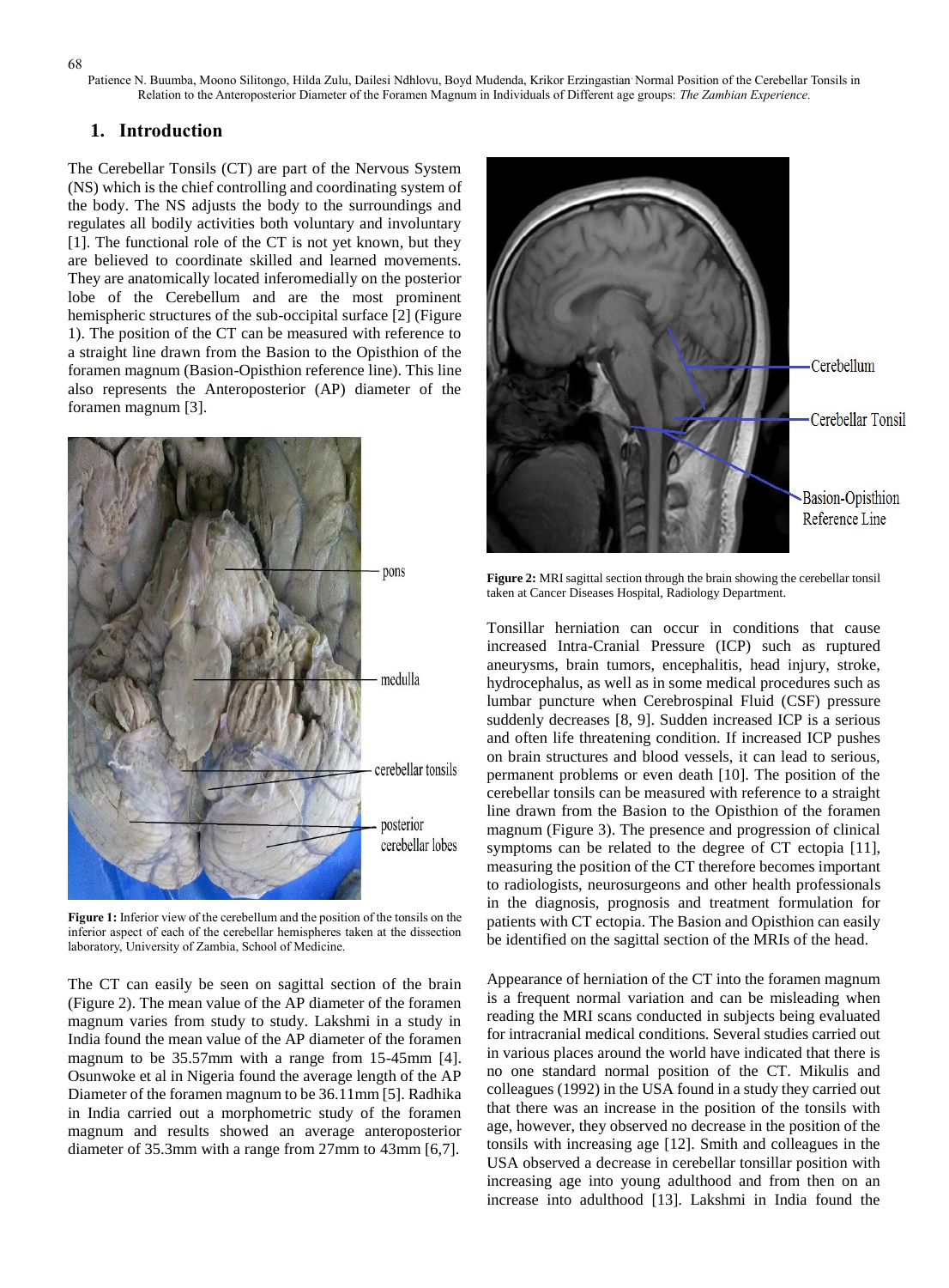## 1. Introduction

The Cerebellar Tonsils (CT) are part of the Nervous System (NS) which is the chief controlling and coordinating system of the body. The NS adjusts the body to the surroundings and regulates all bodily activities both voluntary and involuntary [1]. The functional role of the CT is not yet known, but they are believed to coordinate skilled and learned movements. They are anatomically located inferomedially on the posterior lobe of the Cerebellum and are the most prominent hemispheric structures of the sub-occipital surface [2] (Figure 1). The position of the CT can be measured with reference to a straight line drawn from the Basion to the Opisthion of the foramen magnum (Basion-Opisthion reference line). This line also represents the Anteroposterior (AP) diameter of the foramen magnum [3].

**Figure 1:** Inferior view of the cerebellum and the position of the tonsils on the inferior aspect of each of the cerebellar hemispheres taken at the dissection laboratory, University of Zambia, School of Medicine.

The CT can easily be seen on sagittal section of the brain (Figure 2). The mean value of the AP diameter of the foramen magnum varies from study to study. Lakshmi in a study in India found the mean value of the AP diameter of the foramen magnum to be 35.57mm with a range from 15-45mm [4]. Osunwoke et al in Nigeria found the average length of the AP Diameter of the foramen magnum to be 36.11mm [5]. Radhika in India carried out a morphometric study of the foramen magnum and results showed an average anteroposterior diameter of 35.3mm with a range from 27mm to 43mm [6,7].

**Figure 2:** MRI sagittal section through the brain showing the cerebellar tonsil taken at Cancer Diseases Hospital, Radiology Department.

Tonsillar herniation can occur in conditions that cause increased Intra-Cranial Pressure (ICP) such as ruptured aneurysms, brain tumors, encephalitis, head injury, stroke, hydrocephalus, as well as in some medical procedures such as lumbar puncture when Cerebrospinal Fluid (CSF) pressure suddenly decreases [8, 9]. Sudden increased ICP is a serious and often life threatening condition. If increased ICP pushes on brain structures and blood vessels, it can lead to serious, permanent problems or even death [10]. The position of the cerebellar tonsils can be measured with reference to a straight line drawn from the Basion to the Opisthion of the foramen magnum (Figure 3). The presence and progression of clinical symptoms can be related to the degree of CT ectopia [11], measuring the position of the CT therefore becomes important to radiologists, neurosurgeons and other health professionals in the diagnosis, prognosis and treatment formulation for patients with CT ectopia. The Basion and Opisthion can easily be identified on the sagittal section of the MRIs of the head.

Appearance of herniation of the CT into the foramen magnum is a frequent normal variation and can be misleading when reading the MRI scans conducted in subjects being evaluated for intracranial medical conditions. Several studies carried out in various places around the world have indicated that there is no one standard normal position of the CT. Mikulis and colleagues (1992) in the USA found in a study they carried out that there was an increase in the position of the tonsils with age, however, they observed no decrease in the position of the tonsils with increasing age [12]. Smith and colleagues in the USA observed a decrease in cerebellar tonsillar position with increasing age into young adulthood and from then on an increase into adulthood [13]. Lakshmi in India found the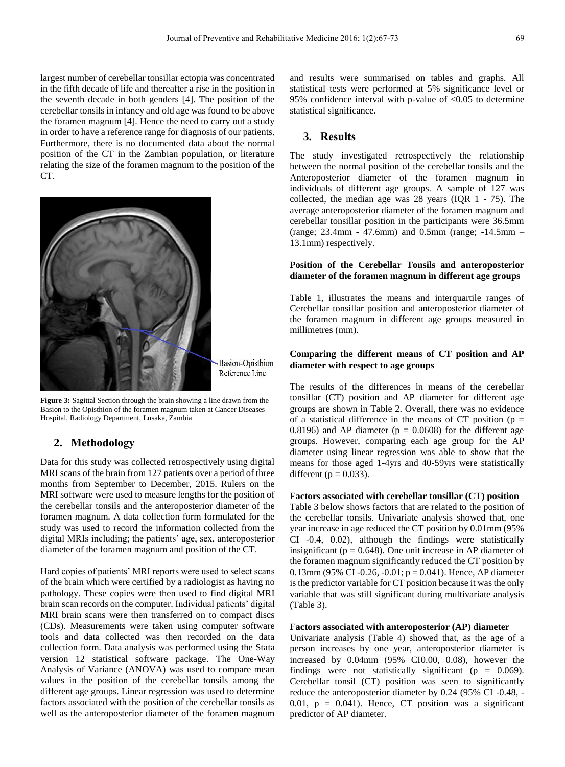largest number of cerebellar tonsillar ectopia was concentrated in the fifth decade of life and thereafter a rise in the position in the seventh decade in both genders [4]. The position of the cerebellar tonsils in infancy and old age was found to be above the foramen magnum [4]. Hence the need to carry out a study in order to have a reference range for diagnosis of our patients. Furthermore, there is no documented data about the normal position of the CT in the Zambian population, or literature relating the size of the foramen magnum to the position of the CT.

Basion-Opisthion Reference Line

**Figure 3:** Sagittal Section through the brain showing a line drawn from the Basion to the Opisthion of the foramen magnum taken at Cancer Diseases Hospital, Radiology Department, Lusaka, Zambia

## 2. Methodology

Data for this study was collected retrospectively using digital MRI scans of the brain from 127 patients over a period of three months from September to December, 2015. Rulers on the MRI software were used to measure lengths for the position of the cerebellar tonsils and the anteroposterior diameter of the foramen magnum. A data collection form formulated for the study was used to record the information collected from the digital MRIs including; the patients' age, sex, anteroposterior diameter of the foramen magnum and position of the CT.

Hard copies of patients' MRI reports were used to select scans of the brain which were certified by a radiologist as having no pathology. These copies were then used to find digital MRI brain scan records on the computer. Individual patients' digital MRI brain scans were then transferred on to compact discs (CDs). Measurements were taken using computer software tools and data collected was then recorded on the data collection form. Data analysis was performed using the Stata version 12 statistical software package. The One-Way Analysis of Variance (ANOVA) was used to compare mean values in the position of the cerebellar tonsils among the different age groups. Linear regression was used to determine factors associated with the position of the cerebellar tonsils as well as the anteroposterior diameter of the foramen magnum and results were summarised on tables and graphs. All statistical tests were performed at 5% significance level or 95% confidence interval with p-value of <0.05 to determine statistical significance.

## 3. Results

The study investigated retrospectively the relationship between the normal position of the cerebellar tonsils and the Anteroposterior diameter of the foramen magnum in individuals of different age groups. A sample of 127 was collected, the median age was 28 years (IQR 1 - 75). The average anteroposterior diameter of the foramen magnum and cerebellar tonsillar position in the participants were 36.5mm (range; 23.4mm - 47.6mm) and 0.5mm (range; -14.5mm – 13.1mm) respectively.

**Position of the Cerebellar Tonsils and anteroposterior diameter of the foramen magnum in different age groups**

Table 1, illustrates the means and interquartile ranges of Cerebellar tonsillar position and anteroposterior diameter of the foramen magnum in different age groups measured in millimetres (mm).

**Comparing the different means of CT position and AP diameter with respect to age groups**

The results of the differences in means of the cerebellar tonsillar (CT) position and AP diameter for different age groups are shown in Table 2. Overall, there was no evidence of a statistical difference in the means of CT position ($p = 0.8196$) and AP diameter ($p = 0.0608$) for the different age groups. However, comparing each age group for the AP diameter using linear regression was able to show that the means for those aged 1-4yrs and 40-59yrs were statistically different ($p = 0.033$).

**Factors associated with cerebellar tonsillar (CT) position**

Table 3 below shows factors that are related to the position of the cerebellar tonsils. Univariate analysis showed that, one year increase in age reduced the CT position by 0.01mm (95% CI -0.4, 0.02), although the findings were statistically insignificant ($p = 0.648$). One unit increase in AP diameter of the foramen magnum significantly reduced the CT position by 0.13mm (95% CI -0.26, -0.01; $p = 0.041$). Hence, AP diameter is the predictor variable for CT position because it was the only variable that was still significant during multivariate analysis (Table 3).

**Factors associated with anteroposterior (AP) diameter**

Univariate analysis (Table 4) showed that, as the age of a person increases by one year, anteroposterior diameter is increased by 0.04mm (95% CI0.00, 0.08), however the findings were not statistically significant ($p = 0.069$). Cerebellar tonsil (CT) position was seen to significantly reduce the anteroposterior diameter by 0.24 (95% CI -0.48, -0.01, $p = 0.041$). Hence, CT position was a significant predictor of AP diameter.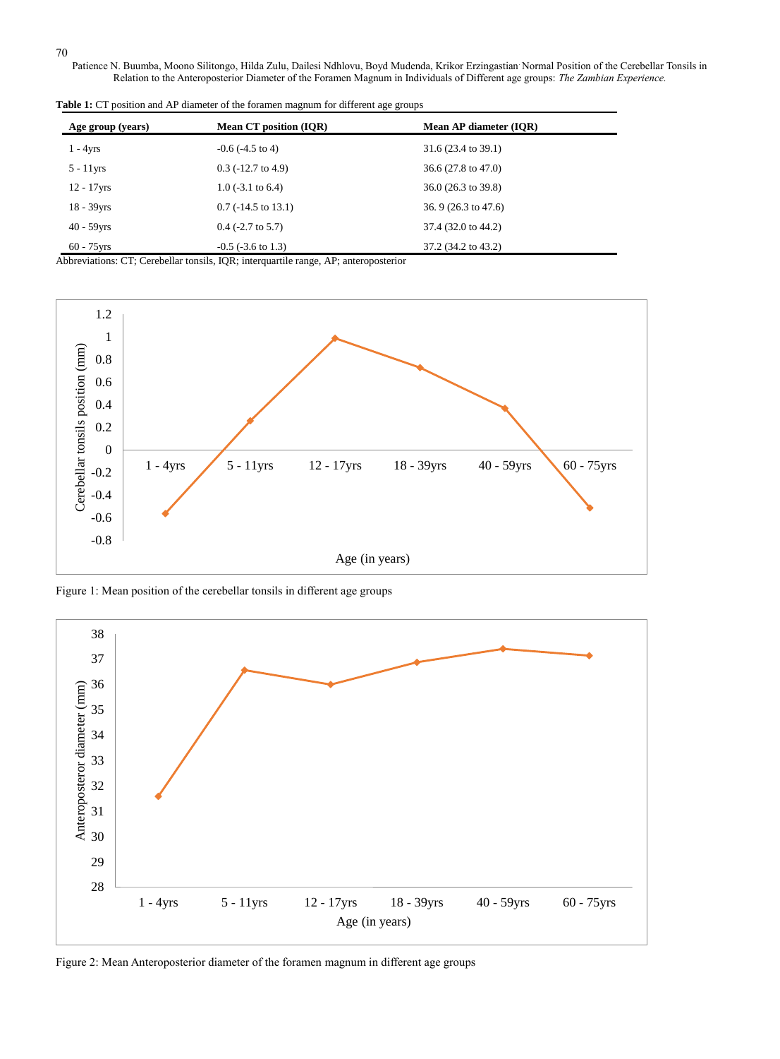**Table 1:** CT position and AP diameter of the foramen magnum for different age groups

| Age group (years) | Mean CT position (IQR) | Mean AP diameter (IQR) |
|---|---|---|
| 1 - 4yrs | -0.6 (-4.5 to 4) | 31.6 (23.4 to 39.1) |
| 5 - 11yrs | 0.3 (-12.7 to 4.9) | 36.6 (27.8 to 47.0) |
| 12 - 17yrs | 1.0 (-3.1 to 6.4) | 36.0 (26.3 to 39.8) |
| 18 - 39yrs | 0.7 (-14.5 to 13.1) | 36. 9 (26.3 to 47.6) |
| 40 - 59yrs | 0.4 (-2.7 to 5.7) | 37.4 (32.0 to 44.2) |
| 60 - 75yrs | -0.5 (-3.6 to 1.3) | 37.2 (34.2 to 43.2) |

Abbreviations: CT; Cerebellar tonsils, IQR; interquartile range, AP; anteroposterior

Figure 1: Mean position of the cerebellar tonsils in different age groups

Figure 2: Mean Anteroposterior diameter of the foramen magnum in different age groups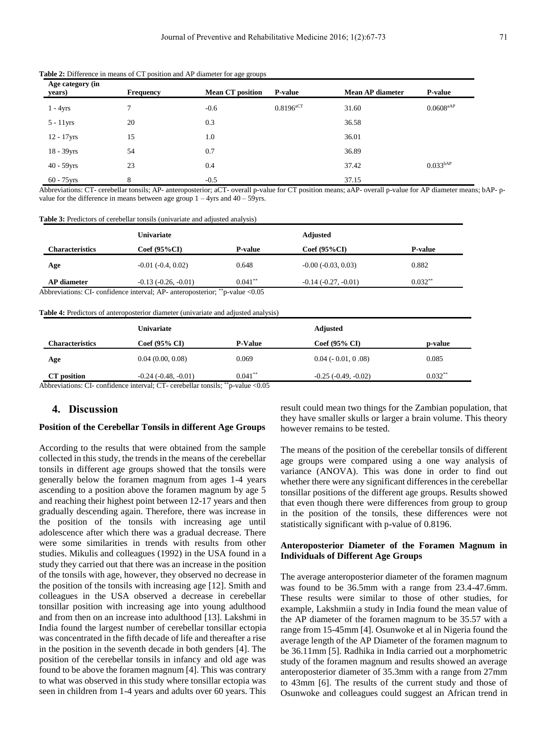**Table 2:** Difference in means of CT position and AP diameter for age groups

| Age category (in years) | Frequency | Mean CT position | P-value | Mean AP diameter | P-value |
|---|---|---|---|---|---|
| 1 - 4yrs | 7 | -0.6 | 0.8196[aCT] | 31.60 | 0.0608[aAP] |
| 5 - 11yrs | 20 | 0.3 | | 36.58 | |
| 12 - 17yrs | 15 | 1.0 | | 36.01 | |
| 18 - 39yrs | 54 | 0.7 | | 36.89 | |
| 40 - 59yrs | 23 | 0.4 | | 37.42 | 0.033[bAP] |
| 60 - 75yrs | 8 | -0.5 | | 37.15 | |

Abbreviations: CT- cerebellar tonsils; AP- anteroposterior; aCT- overall p-value for CT position means; aAP- overall p-value for AP diameter means; bAP- p-value for the difference in means between age group 1 – 4yrs and 40 – 59yrs.

**Table 3:** Predictors of cerebellar tonsils (univariate and adjusted analysis)

| | Univariate | | Adjusted | |
|---|---|---|---|---|
| **Characteristics** | **Coef (95%CI)** | **P-value** | **Coef (95%CI)** | **P-value** |
| **Age** | -0.01 (-0.4, 0.02) | 0.648 | -0.00 (-0.03, 0.03) | 0.882 |
| **AP diameter** | -0.13 (-0.26, -0.01) | 0.041** | -0.14 (-0.27, -0.01) | 0.032** |

Abbreviations: CI- confidence interval; AP- anteroposterior; **p-value <0.05

**Table 4:** Predictors of anteroposterior diameter (univariate and adjusted analysis)

| | Univariate | | Adjusted | |
|---|---|---|---|---|
| **Characteristics** | **Coef (95% CI)** | **P-Value** | **Coef (95% CI)** | **p-value** |
| **Age** | 0.04 (0.00, 0.08) | 0.069 | 0.04 (- 0.01, 0 .08) | 0.085 |
| **CT position** | -0.24 (-0.48, -0.01) | 0.041** | -0.25 (-0.49, -0.02) | 0.032** |

Abbreviations: CI- confidence interval; CT- cerebellar tonsils; **p-value <0.05

## 4. Discussion

### Position of the Cerebellar Tonsils in different Age Groups

According to the results that were obtained from the sample collected in this study, the trends in the means of the cerebellar tonsils in different age groups showed that the tonsils were generally below the foramen magnum from ages 1-4 years ascending to a position above the foramen magnum by age 5 and reaching their highest point between 12-17 years and then gradually descending again. Therefore, there was increase in the position of the tonsils with increasing age until adolescence after which there was a gradual decrease. There were some similarities in trends with results from other studies. Mikulis and colleagues (1992) in the USA found in a study they carried out that there was an increase in the position of the tonsils with age, however, they observed no decrease in the position of the tonsils with increasing age [12]. Smith and colleagues in the USA observed a decrease in cerebellar tonsillar position with increasing age into young adulthood and from then on an increase into adulthood [13]. Lakshmi in India found the largest number of cerebellar tonsillar ectopia was concentrated in the fifth decade of life and thereafter a rise in the position in the seventh decade in both genders [4]. The position of the cerebellar tonsils in infancy and old age was found to be above the foramen magnum [4]. This was contrary to what was observed in this study where tonsillar ectopia was seen in children from 1-4 years and adults over 60 years. This result could mean two things for the Zambian population, that they have smaller skulls or larger a brain volume. This theory however remains to be tested.

The means of the position of the cerebellar tonsils of different age groups were compared using a one way analysis of variance (ANOVA). This was done in order to find out whether there were any significant differences in the cerebellar tonsillar positions of the different age groups. Results showed that even though there were differences from group to group in the position of the tonsils, these differences were not statistically significant with p-value of 0.8196.

### Anteroposterior Diameter of the Foramen Magnum in Individuals of Different Age Groups

The average anteroposterior diameter of the foramen magnum was found to be 36.5mm with a range from 23.4-47.6mm. These results were similar to those of other studies, for example, Lakshmiin a study in India found the mean value of the AP diameter of the foramen magnum to be 35.57 with a range from 15-45mm [4]. Osunwoke et al in Nigeria found the average length of the AP Diameter of the foramen magnum to be 36.11mm [5]. Radhika in India carried out a morphometric study of the foramen magnum and results showed an average anteroposterior diameter of 35.3mm with a range from 27mm to 43mm [6]. The results of the current study and those of Osunwoke and colleagues could suggest an African trend in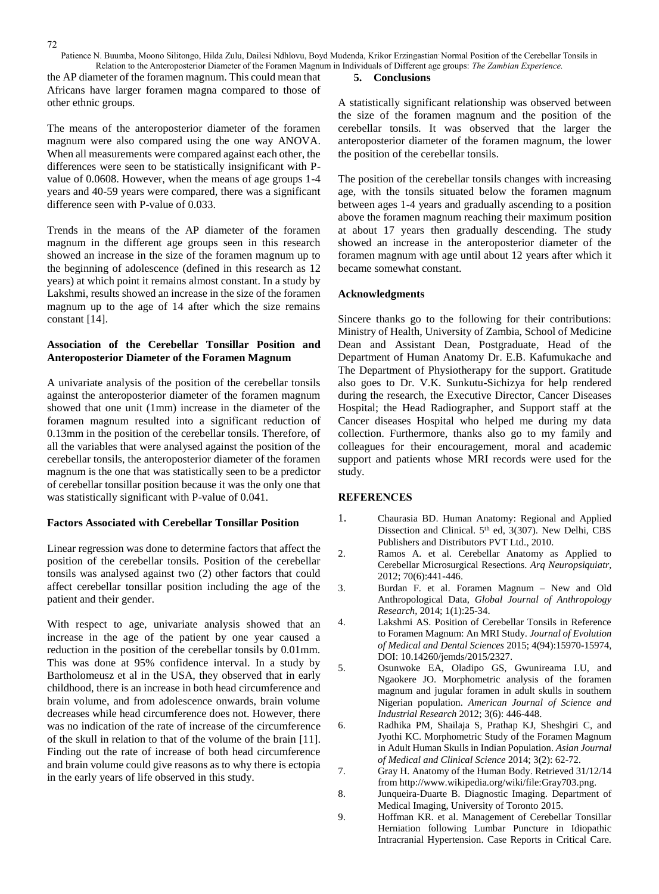the AP diameter of the foramen magnum. This could mean that Africans have larger foramen magna compared to those of other ethnic groups.

The means of the anteroposterior diameter of the foramen magnum were also compared using the one way ANOVA. When all measurements were compared against each other, the differences were seen to be statistically insignificant with P-value of 0.0608. However, when the means of age groups 1-4 years and 40-59 years were compared, there was a significant difference seen with P-value of 0.033.

Trends in the means of the AP diameter of the foramen magnum in the different age groups seen in this research showed an increase in the size of the foramen magnum up to the beginning of adolescence (defined in this research as 12 years) at which point it remains almost constant. In a study by Lakshmi, results showed an increase in the size of the foramen magnum up to the age of 14 after which the size remains constant [14].

**Association of the Cerebellar Tonsillar Position and Anteroposterior Diameter of the Foramen Magnum**

A univariate analysis of the position of the cerebellar tonsils against the anteroposterior diameter of the foramen magnum showed that one unit (1mm) increase in the diameter of the foramen magnum resulted into a significant reduction of 0.13mm in the position of the cerebellar tonsils. Therefore, of all the variables that were analysed against the position of the cerebellar tonsils, the anteroposterior diameter of the foramen magnum is the one that was statistically seen to be a predictor of cerebellar tonsillar position because it was the only one that was statistically significant with P-value of 0.041.

**Factors Associated with Cerebellar Tonsillar Position**

Linear regression was done to determine factors that affect the position of the cerebellar tonsils. Position of the cerebellar tonsils was analysed against two (2) other factors that could affect cerebellar tonsillar position including the age of the patient and their gender.

With respect to age, univariate analysis showed that an increase in the age of the patient by one year caused a reduction in the position of the cerebellar tonsils by 0.01mm. This was done at 95% confidence interval. In a study by Bartholomeusz et al in the USA, they observed that in early childhood, there is an increase in both head circumference and brain volume, and from adolescence onwards, brain volume decreases while head circumference does not. However, there was no indication of the rate of increase of the circumference of the skull in relation to that of the volume of the brain [11]. Finding out the rate of increase of both head circumference and brain volume could give reasons as to why there is ectopia in the early years of life observed in this study.

## 5. Conclusions

A statistically significant relationship was observed between the size of the foramen magnum and the position of the cerebellar tonsils. It was observed that the larger the anteroposterior diameter of the foramen magnum, the lower the position of the cerebellar tonsils.

The position of the cerebellar tonsils changes with increasing age, with the tonsils situated below the foramen magnum between ages 1-4 years and gradually ascending to a position above the foramen magnum reaching their maximum position at about 17 years then gradually descending. The study showed an increase in the anteroposterior diameter of the foramen magnum with age until about 12 years after which it became somewhat constant.

**Acknowledgments**

Sincere thanks go to the following for their contributions: Ministry of Health, University of Zambia, School of Medicine Dean and Assistant Dean, Postgraduate, Head of the Department of Human Anatomy Dr. E.B. Kafumukache and The Department of Physiotherapy for the support. Gratitude also goes to Dr. V.K. Sunkutu-Sichizya for help rendered during the research, the Executive Director, Cancer Diseases Hospital; the Head Radiographer, and Support staff at the Cancer diseases Hospital who helped me during my data collection. Furthermore, thanks also go to my family and colleagues for their encouragement, moral and academic support and patients whose MRI records were used for the study.

**REFERENCES**

1. Chaurasia BD. Human Anatomy: Regional and Applied Dissection and Clinical. 5th ed, 3(307). New Delhi, CBS Publishers and Distributors PVT Ltd., 2010.
2. Ramos A. et al. Cerebellar Anatomy as Applied to Cerebellar Microsurgical Resections. *Arq Neuropsiquiatr*, 2012; 70(6):441-446.
3. Burdan F. et al. Foramen Magnum – New and Old Anthropological Data, *Global Journal of Anthropology Research,* 2014; 1(1):25-34.
4. Lakshmi AS. Position of Cerebellar Tonsils in Reference to Foramen Magnum: An MRI Study. *Journal of Evolution of Medical and Dental Sciences* 2015; 4(94):15970-15974, DOI: 10.14260/jemds/2015/2327.
5. Osunwoke EA, Oladipo GS, Gwunireama I.U, and Ngaokere JO. Morphometric analysis of the foramen magnum and jugular foramen in adult skulls in southern Nigerian population. *American Journal of Science and Industrial Research* 2012; 3(6): 446-448.
6. Radhika PM, Shailaja S, Prathap KJ, Sheshgiri C, and Jyothi KC. Morphometric Study of the Foramen Magnum in Adult Human Skulls in Indian Population. *Asian Journal of Medical and Clinical Science* 2014; 3(2): 62-72.
7. Gray H. Anatomy of the Human Body. Retrieved 31/12/14 from http://www.wikipedia.org/wiki/file:Gray703.png.
8. Junqueira-Duarte B. Diagnostic Imaging. Department of Medical Imaging, University of Toronto 2015.
9. Hoffman KR. et al. Management of Cerebellar Tonsillar Herniation following Lumbar Puncture in Idiopathic Intracranial Hypertension. Case Reports in Critical Care.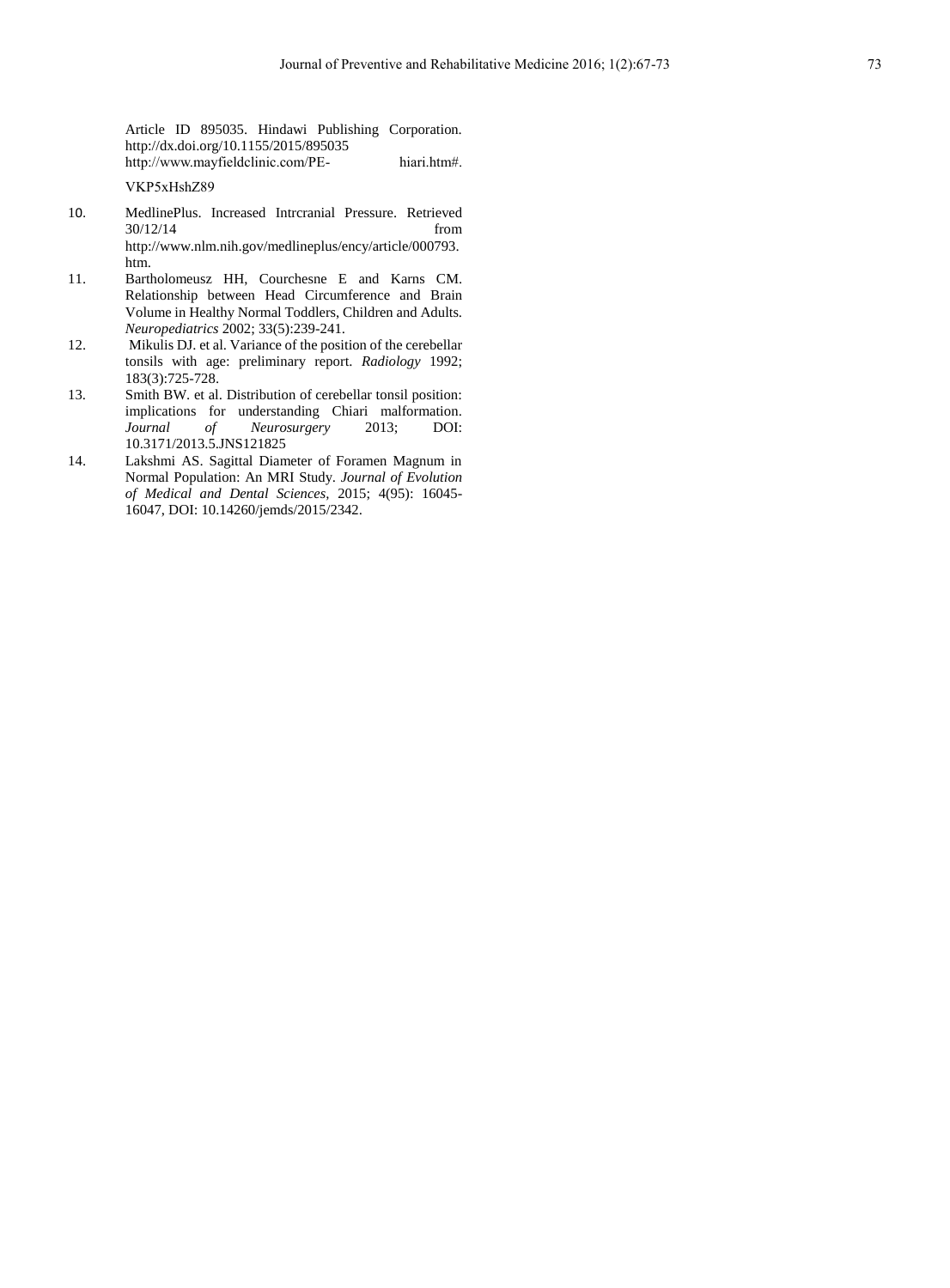Article ID 895035. Hindawi Publishing Corporation. http://dx.doi.org/10.1155/2015/895035 http://www.mayfieldclinic.com/PE- hiari.htm#. VKP5xHshZ89

10. MedlinePlus. Increased Intrcranial Pressure. Retrieved 30/12/14 from http://www.nlm.nih.gov/medlineplus/ency/article/000793.htm.
11. Bartholomeusz HH, Courchesne E and Karns CM. Relationship between Head Circumference and Brain Volume in Healthy Normal Toddlers, Children and Adults. *Neuropediatrics* 2002; 33(5):239-241.
12. Mikulis DJ. et al. Variance of the position of the cerebellar tonsils with age: preliminary report. *Radiology* 1992; 183(3):725-728.
13. Smith BW. et al. Distribution of cerebellar tonsil position: implications for understanding Chiari malformation. *Journal of Neurosurgery* 2013; DOI: 10.3171/2013.5.JNS121825
14. Lakshmi AS. Sagittal Diameter of Foramen Magnum in Normal Population: An MRI Study. *Journal of Evolution of Medical and Dental Sciences*, 2015; 4(95): 16045-16047, DOI: 10.14260/jemds/2015/2342.